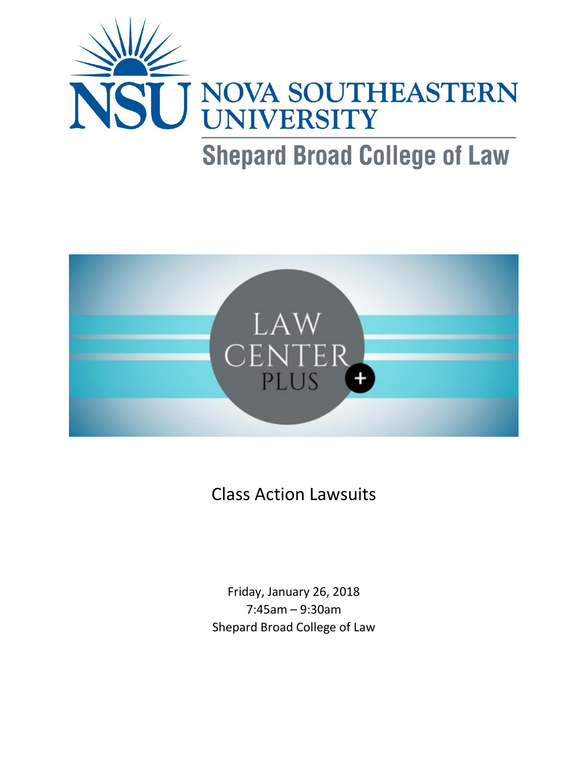NOVA SOUTHEASTERN UNIVERSITY

Shepard Broad College of Law

LAW CENTER PLUS

# Class Action Lawsuits

Friday, January 26, 2018

7:45am – 9:30am

Shepard Broad College of Law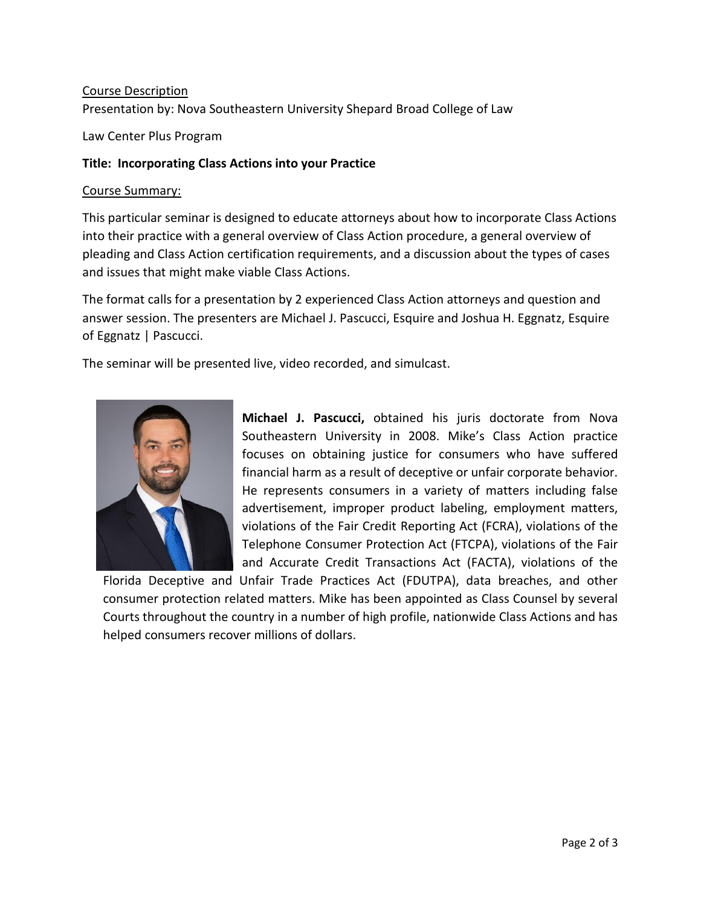<u>Course Description</u>

Presentation by: Nova Southeastern University Shepard Broad College of Law

Law Center Plus Program

**Title: Incorporating Class Actions into your Practice**

<u>Course Summary:</u>

This particular seminar is designed to educate attorneys about how to incorporate Class Actions into their practice with a general overview of Class Action procedure, a general overview of pleading and Class Action certification requirements, and a discussion about the types of cases and issues that might make viable Class Actions.

The format calls for a presentation by 2 experienced Class Action attorneys and question and answer session. The presenters are Michael J. Pascucci, Esquire and Joshua H. Eggnatz, Esquire of Eggnatz | Pascucci.

The seminar will be presented live, video recorded, and simulcast.

**Michael J. Pascucci,** obtained his juris doctorate from Nova Southeastern University in 2008. Mike's Class Action practice focuses on obtaining justice for consumers who have suffered financial harm as a result of deceptive or unfair corporate behavior. He represents consumers in a variety of matters including false advertisement, improper product labeling, employment matters, violations of the Fair Credit Reporting Act (FCRA), violations of the Telephone Consumer Protection Act (FTCPA), violations of the Fair and Accurate Credit Transactions Act (FACTA), violations of the Florida Deceptive and Unfair Trade Practices Act (FDUTPA), data breaches, and other consumer protection related matters. Mike has been appointed as Class Counsel by several Courts throughout the country in a number of high profile, nationwide Class Actions and has helped consumers recover millions of dollars.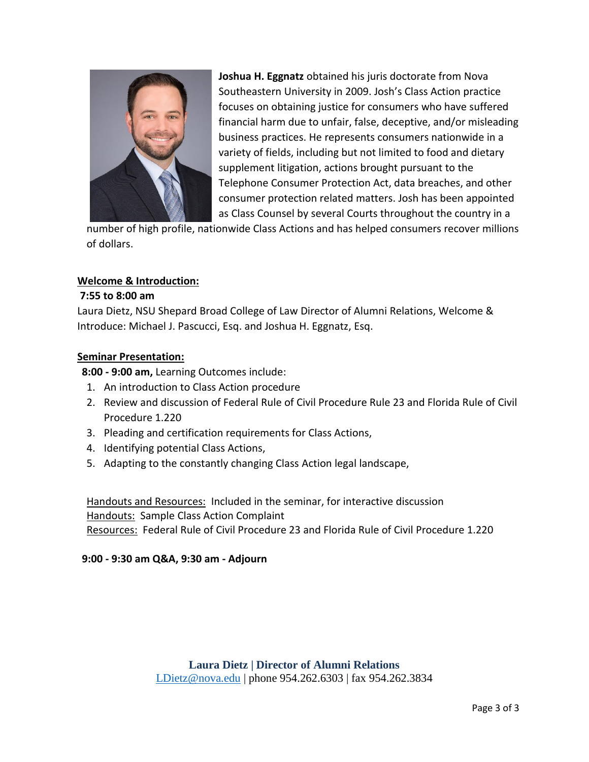**Joshua H. Eggnatz** obtained his juris doctorate from Nova Southeastern University in 2009. Josh's Class Action practice focuses on obtaining justice for consumers who have suffered financial harm due to unfair, false, deceptive, and/or misleading business practices. He represents consumers nationwide in a variety of fields, including but not limited to food and dietary supplement litigation, actions brought pursuant to the Telephone Consumer Protection Act, data breaches, and other consumer protection related matters. Josh has been appointed as Class Counsel by several Courts throughout the country in a number of high profile, nationwide Class Actions and has helped consumers recover millions of dollars.

**Welcome & Introduction:**

**7:55 to 8:00 am**

Laura Dietz, NSU Shepard Broad College of Law Director of Alumni Relations, Welcome & Introduce: Michael J. Pascucci, Esq. and Joshua H. Eggnatz, Esq.

**Seminar Presentation:**

**8:00 - 9:00 am,** Learning Outcomes include:

1. An introduction to Class Action procedure
2. Review and discussion of Federal Rule of Civil Procedure Rule 23 and Florida Rule of Civil Procedure 1.220
3. Pleading and certification requirements for Class Actions,
4. Identifying potential Class Actions,
5. Adapting to the constantly changing Class Action legal landscape,

Handouts and Resources: Included in the seminar, for interactive discussion
Handouts: Sample Class Action Complaint
Resources: Federal Rule of Civil Procedure 23 and Florida Rule of Civil Procedure 1.220

**9:00 - 9:30 am Q&A, 9:30 am - Adjourn**

**Laura Dietz | Director of Alumni Relations**
LDietz@nova.edu | phone 954.262.6303 | fax 954.262.3834